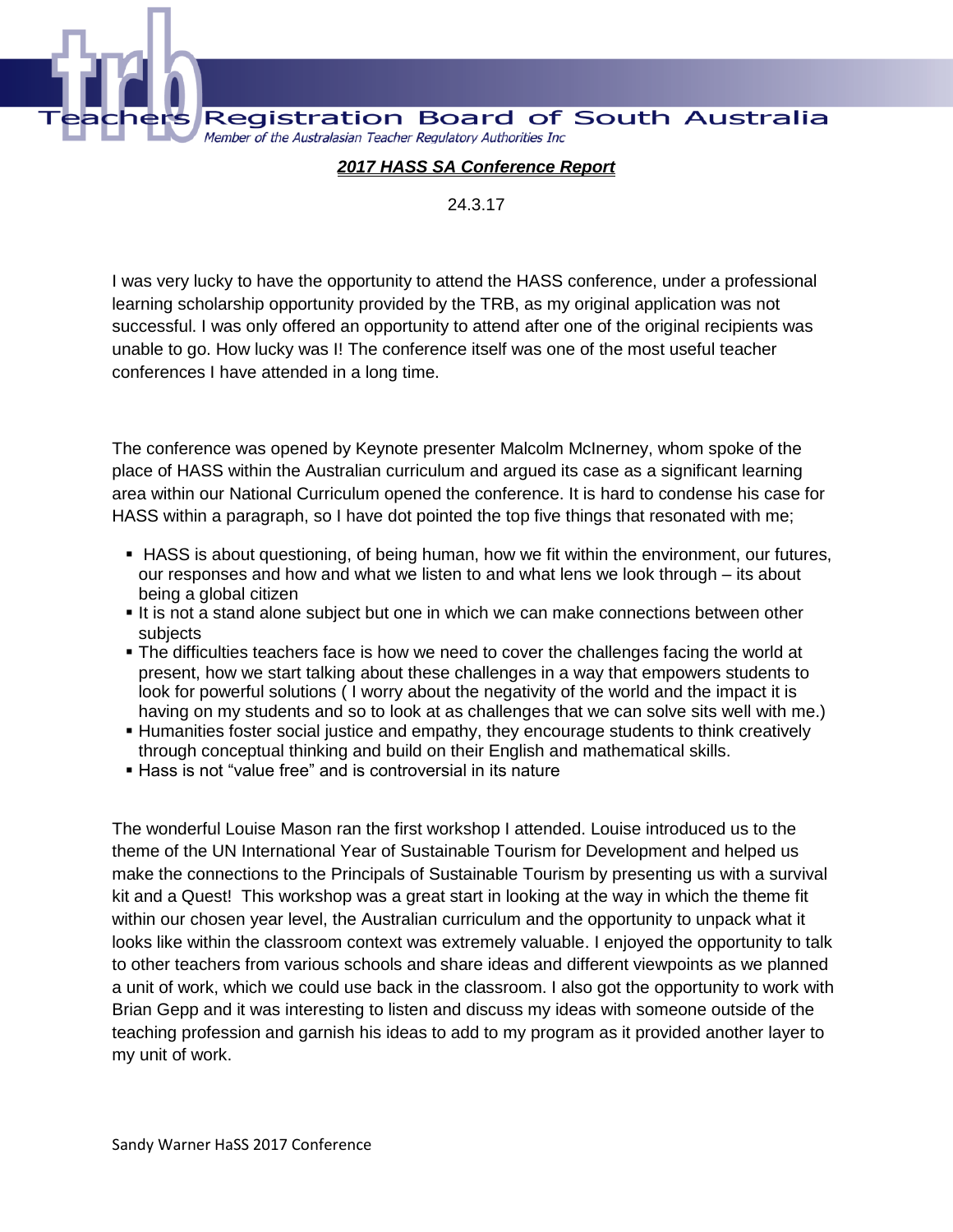Teachers Registration Board of South Australia

*Member of the Australasian Teacher Regulatory Authorities Inc*

***2017 HASS SA Conference Report***

24.3.17

I was very lucky to have the opportunity to attend the HASS conference, under a professional learning scholarship opportunity provided by the TRB, as my original application was not successful. I was only offered an opportunity to attend after one of the original recipients was unable to go. How lucky was I! The conference itself was one of the most useful teacher conferences I have attended in a long time.

The conference was opened by Keynote presenter Malcolm McInerney, whom spoke of the place of HASS within the Australian curriculum and argued its case as a significant learning area within our National Curriculum opened the conference. It is hard to condense his case for HASS within a paragraph, so I have dot pointed the top five things that resonated with me;

- HASS is about questioning, of being human, how we fit within the environment, our futures, our responses and how and what we listen to and what lens we look through – its about being a global citizen
- It is not a stand alone subject but one in which we can make connections between other subjects
- The difficulties teachers face is how we need to cover the challenges facing the world at present, how we start talking about these challenges in a way that empowers students to look for powerful solutions ( I worry about the negativity of the world and the impact it is having on my students and so to look at as challenges that we can solve sits well with me.)
- Humanities foster social justice and empathy, they encourage students to think creatively through conceptual thinking and build on their English and mathematical skills.
- Hass is not "value free" and is controversial in its nature

The wonderful Louise Mason ran the first workshop I attended. Louise introduced us to the theme of the UN International Year of Sustainable Tourism for Development and helped us make the connections to the Principals of Sustainable Tourism by presenting us with a survival kit and a Quest! This workshop was a great start in looking at the way in which the theme fit within our chosen year level, the Australian curriculum and the opportunity to unpack what it looks like within the classroom context was extremely valuable. I enjoyed the opportunity to talk to other teachers from various schools and share ideas and different viewpoints as we planned a unit of work, which we could use back in the classroom. I also got the opportunity to work with Brian Gepp and it was interesting to listen and discuss my ideas with someone outside of the teaching profession and garnish his ideas to add to my program as it provided another layer to my unit of work.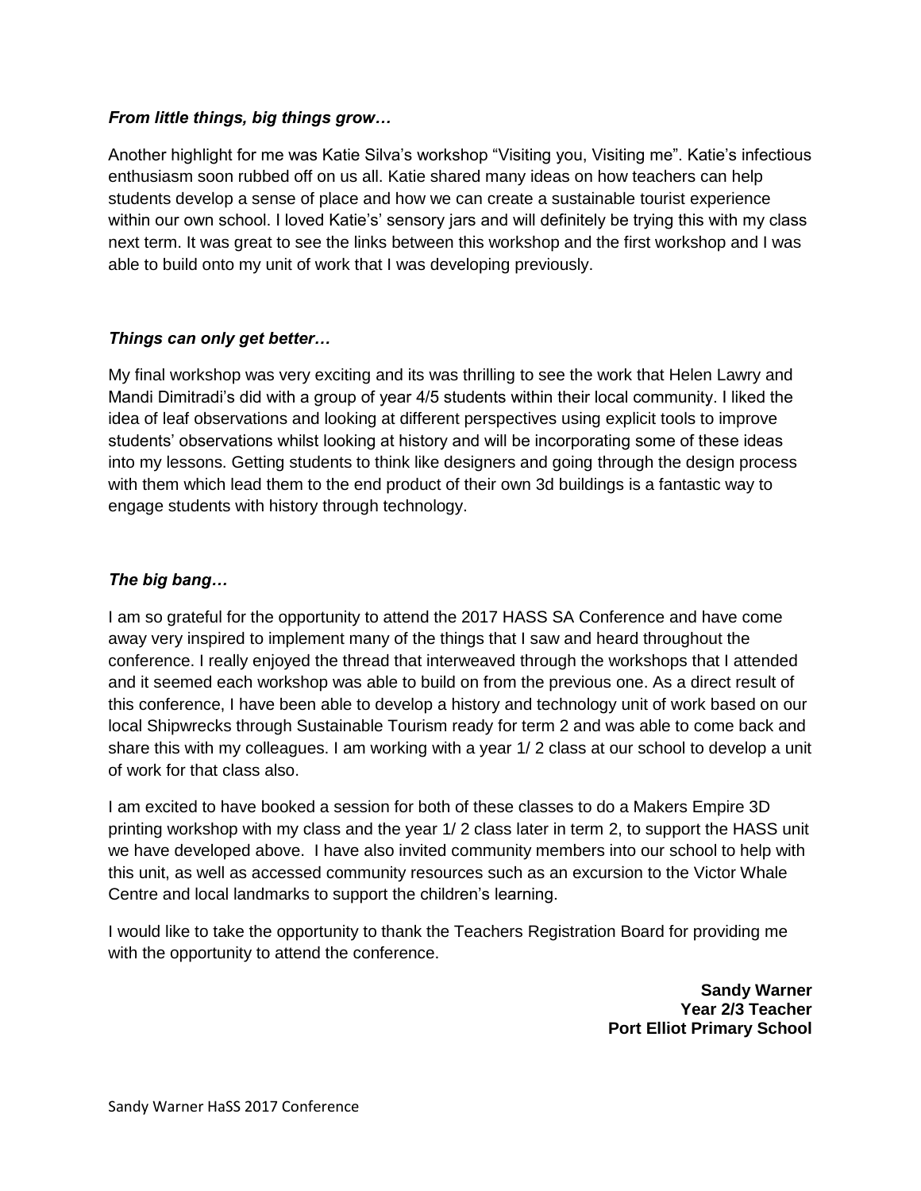### *From little things, big things grow…*

Another highlight for me was Katie Silva's workshop "Visiting you, Visiting me". Katie's infectious enthusiasm soon rubbed off on us all. Katie shared many ideas on how teachers can help students develop a sense of place and how we can create a sustainable tourist experience within our own school. I loved Katie's' sensory jars and will definitely be trying this with my class next term. It was great to see the links between this workshop and the first workshop and I was able to build onto my unit of work that I was developing previously.

### *Things can only get better…*

My final workshop was very exciting and its was thrilling to see the work that Helen Lawry and Mandi Dimitradi's did with a group of year 4/5 students within their local community. I liked the idea of leaf observations and looking at different perspectives using explicit tools to improve students' observations whilst looking at history and will be incorporating some of these ideas into my lessons. Getting students to think like designers and going through the design process with them which lead them to the end product of their own 3d buildings is a fantastic way to engage students with history through technology.

### *The big bang…*

I am so grateful for the opportunity to attend the 2017 HASS SA Conference and have come away very inspired to implement many of the things that I saw and heard throughout the conference. I really enjoyed the thread that interweaved through the workshops that I attended and it seemed each workshop was able to build on from the previous one. As a direct result of this conference, I have been able to develop a history and technology unit of work based on our local Shipwrecks through Sustainable Tourism ready for term 2 and was able to come back and share this with my colleagues. I am working with a year 1/ 2 class at our school to develop a unit of work for that class also.

I am excited to have booked a session for both of these classes to do a Makers Empire 3D printing workshop with my class and the year 1/ 2 class later in term 2, to support the HASS unit we have developed above. I have also invited community members into our school to help with this unit, as well as accessed community resources such as an excursion to the Victor Whale Centre and local landmarks to support the children's learning.

I would like to take the opportunity to thank the Teachers Registration Board for providing me with the opportunity to attend the conference.

**Sandy Warner**
**Year 2/3 Teacher**
**Port Elliot Primary School**